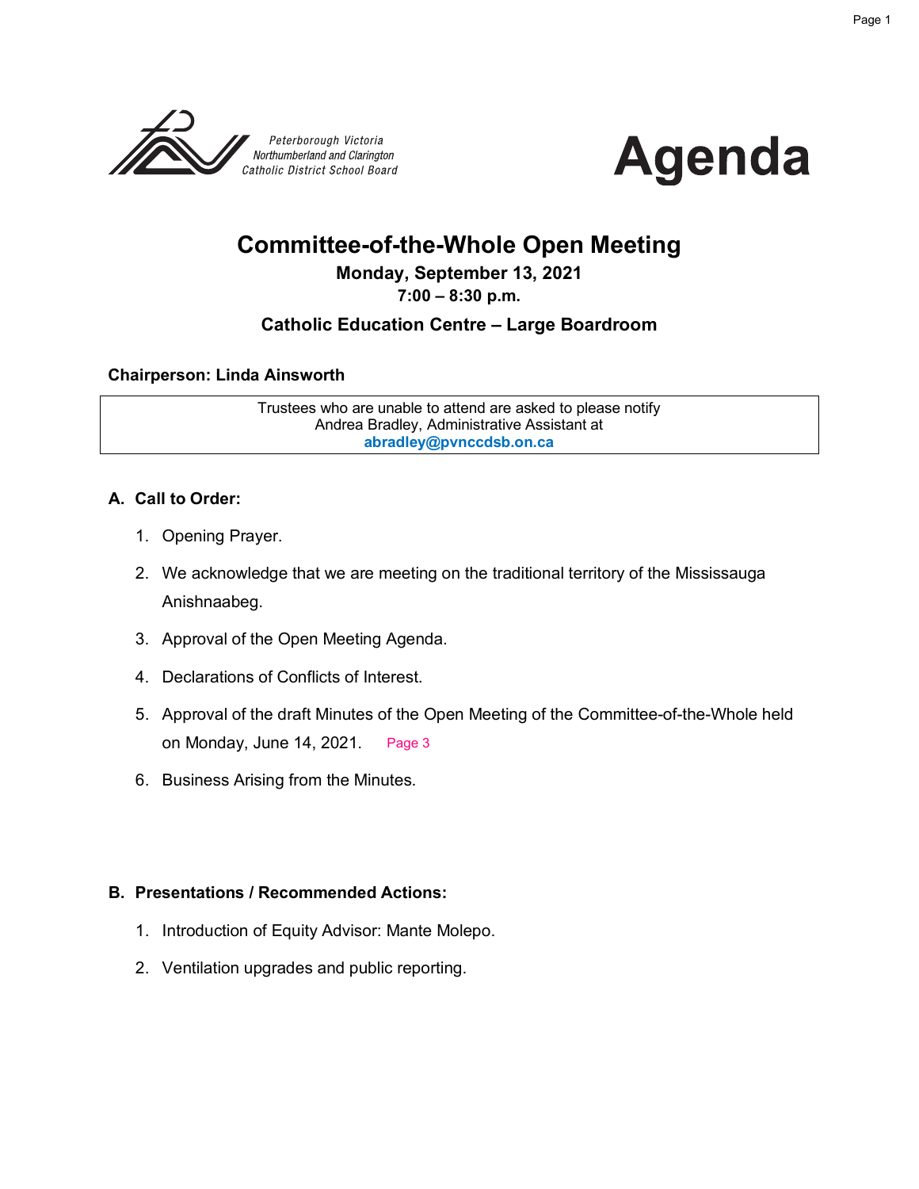Peterborough Victoria
Northumberland and Clarington
Catholic District School Board

# Agenda

## Committee-of-the-Whole Open Meeting

**Monday, September 13, 2021**

**7:00 – 8:30 p.m.**

**Catholic Education Centre – Large Boardroom**

**Chairperson: Linda Ainsworth**

| Trustees who are unable to attend are asked to please notify Andrea Bradley, Administrative Assistant at **abradley@pvnccdsb.on.ca** |
| --- |

### A. Call to Order:

1. Opening Prayer.
2. We acknowledge that we are meeting on the traditional territory of the Mississauga Anishnaabeg.
3. Approval of the Open Meeting Agenda.
4. Declarations of Conflicts of Interest.
5. Approval of the draft Minutes of the Open Meeting of the Committee-of-the-Whole held on Monday, June 14, 2021. Page 3
6. Business Arising from the Minutes.

### B. Presentations / Recommended Actions:

1. Introduction of Equity Advisor: Mante Molepo.
2. Ventilation upgrades and public reporting.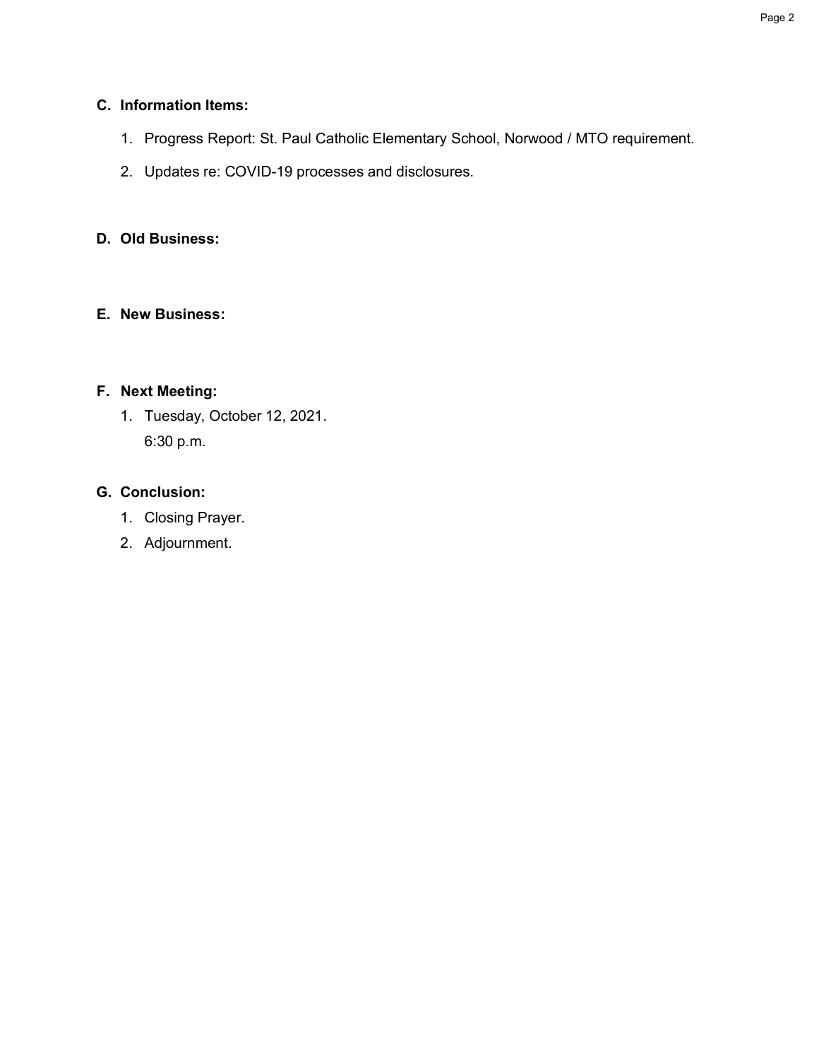## C. Information Items:

1. Progress Report: St. Paul Catholic Elementary School, Norwood / MTO requirement.
2. Updates re: COVID-19 processes and disclosures.

## D. Old Business:

## E. New Business:

## F. Next Meeting:

1. Tuesday, October 12, 2021.
   6:30 p.m.

## G. Conclusion:

1. Closing Prayer.
2. Adjournment.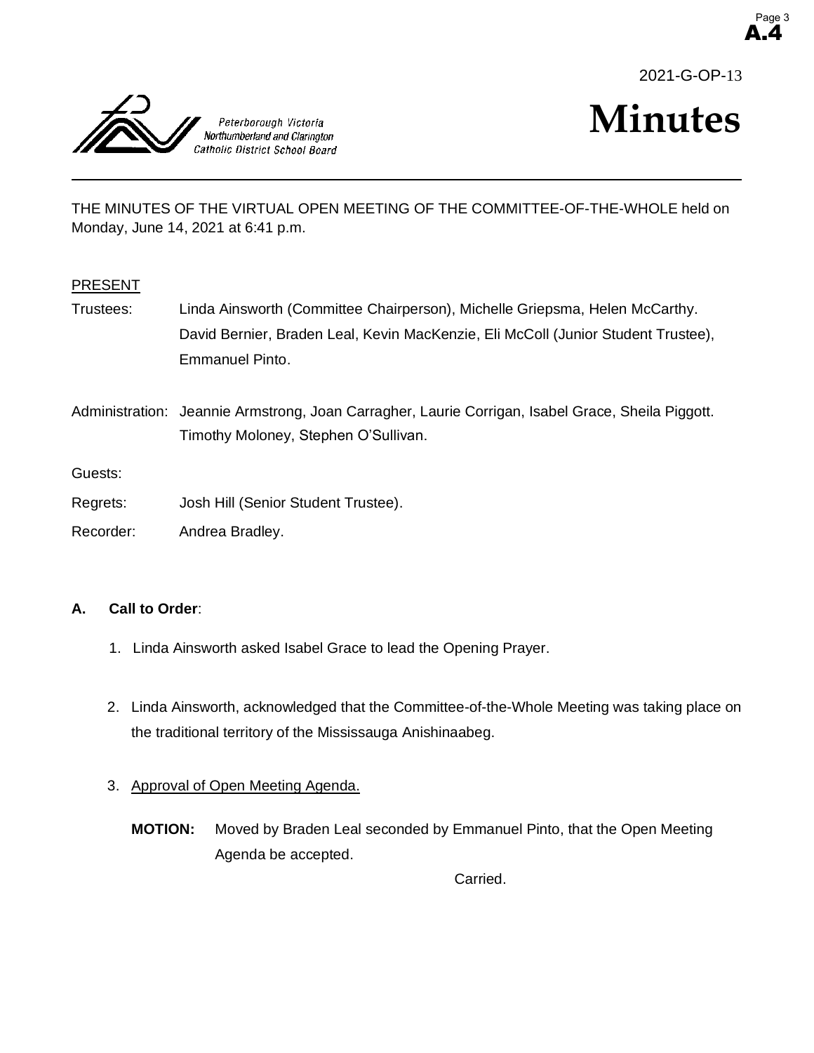2021-G-OP-13

# Minutes

Peterborough Victoria Northumberland and Clarington Catholic District School Board

THE MINUTES OF THE VIRTUAL OPEN MEETING OF THE COMMITTEE-OF-THE-WHOLE held on Monday, June 14, 2021 at 6:41 p.m.

PRESENT

Trustees: Linda Ainsworth (Committee Chairperson), Michelle Griepsma, Helen McCarthy. David Bernier, Braden Leal, Kevin MacKenzie, Eli McColl (Junior Student Trustee), Emmanuel Pinto.

Administration: Jeannie Armstrong, Joan Carragher, Laurie Corrigan, Isabel Grace, Sheila Piggott. Timothy Moloney, Stephen O'Sullivan.

Guests:

Regrets: Josh Hill (Senior Student Trustee).

Recorder: Andrea Bradley.

**A. Call to Order**:

1. Linda Ainsworth asked Isabel Grace to lead the Opening Prayer.

2. Linda Ainsworth, acknowledged that the Committee-of-the-Whole Meeting was taking place on the traditional territory of the Mississauga Anishinaabeg.

3. Approval of Open Meeting Agenda.

   **MOTION:** Moved by Braden Leal seconded by Emmanuel Pinto, that the Open Meeting Agenda be accepted.

   Carried.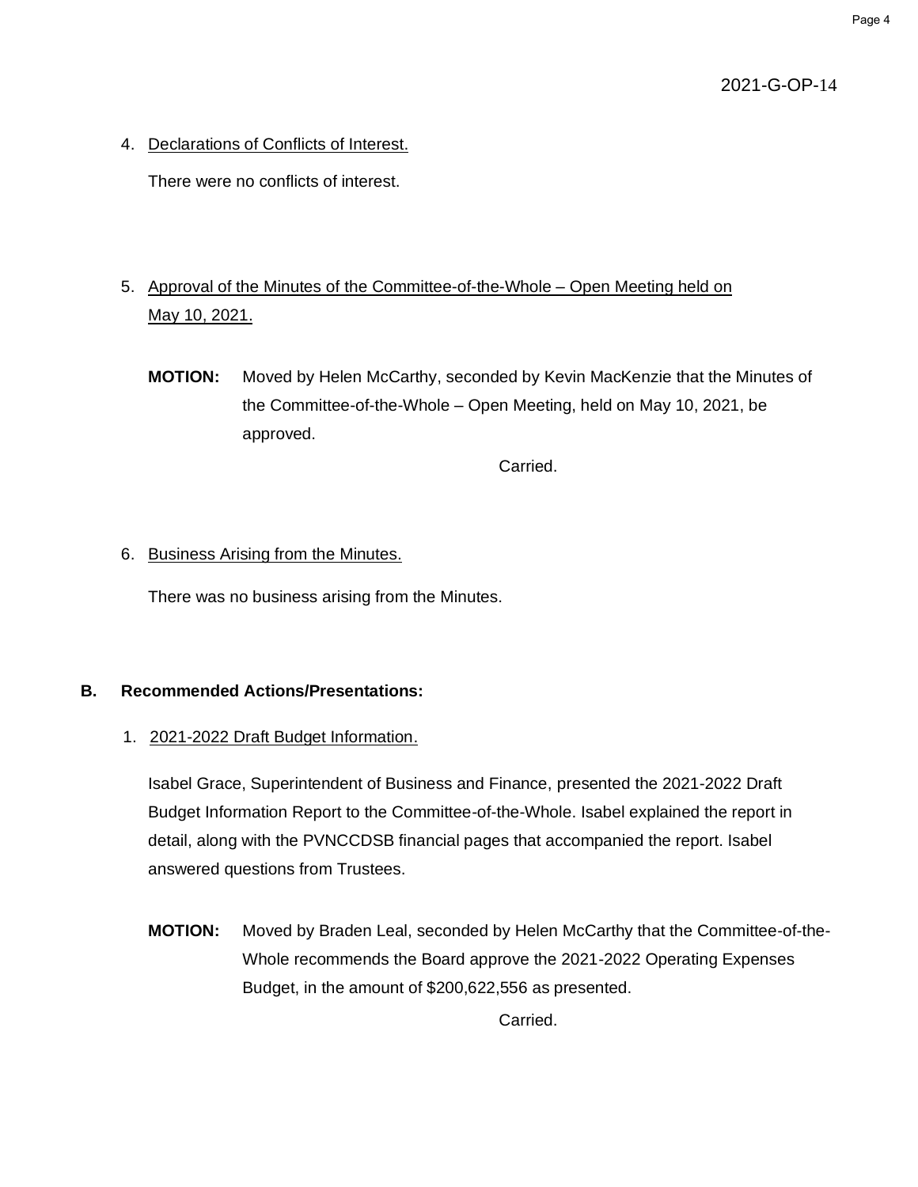2021-G-OP-14

4. Declarations of Conflicts of Interest.

   There were no conflicts of interest.

5. Approval of the Minutes of the Committee-of-the-Whole – Open Meeting held on May 10, 2021.

   **MOTION:** Moved by Helen McCarthy, seconded by Kevin MacKenzie that the Minutes of the Committee-of-the-Whole – Open Meeting, held on May 10, 2021, be approved.

   Carried.

6. Business Arising from the Minutes.

   There was no business arising from the Minutes.

## B. Recommended Actions/Presentations:

1. 2021-2022 Draft Budget Information.

   Isabel Grace, Superintendent of Business and Finance, presented the 2021-2022 Draft Budget Information Report to the Committee-of-the-Whole. Isabel explained the report in detail, along with the PVNCCDSB financial pages that accompanied the report. Isabel answered questions from Trustees.

   **MOTION:** Moved by Braden Leal, seconded by Helen McCarthy that the Committee-of-the-Whole recommends the Board approve the 2021-2022 Operating Expenses Budget, in the amount of $200,622,556 as presented.

   Carried.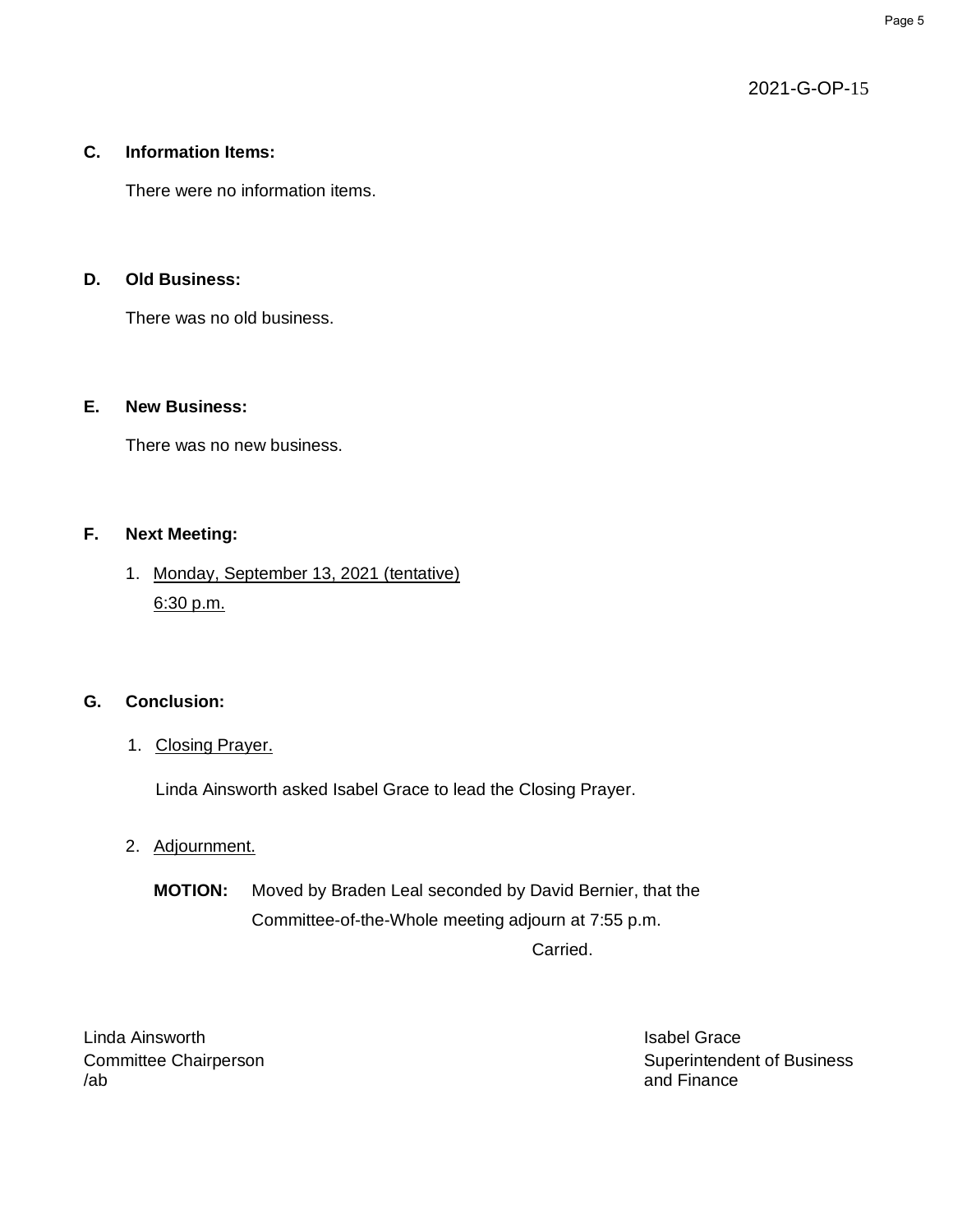2021-G-OP-15

**C. Information Items:**

There were no information items.

**D. Old Business:**

There was no old business.

**E. New Business:**

There was no new business.

**F. Next Meeting:**

1. Monday, September 13, 2021 (tentative)
   6:30 p.m.

**G. Conclusion:**

1. Closing Prayer.

   Linda Ainsworth asked Isabel Grace to lead the Closing Prayer.

2. Adjournment.

   **MOTION:** Moved by Braden Leal seconded by David Bernier, that the Committee-of-the-Whole meeting adjourn at 7:55 p.m.

   Carried.

Linda Ainsworth
Committee Chairperson
/ab

Isabel Grace
Superintendent of Business and Finance